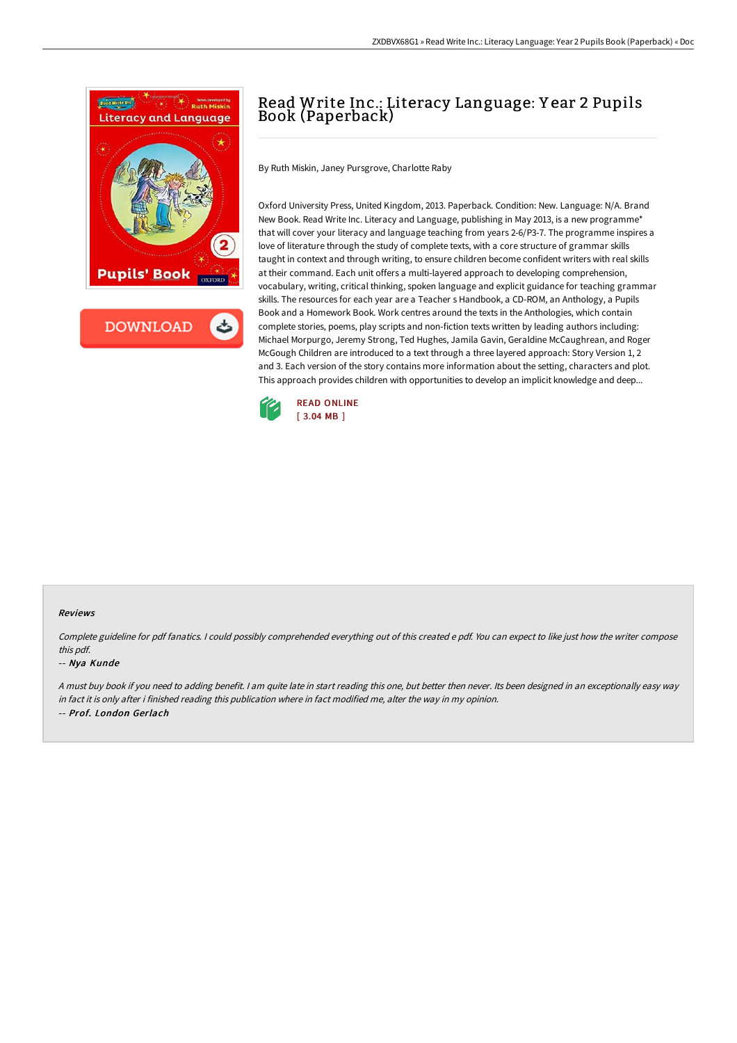# Read Write Inc.: Literacy Language: Year 2 Pupils Book (Paperback)

By Ruth Miskin, Janey Pursgrove, Charlotte Raby

Oxford University Press, United Kingdom, 2013. Paperback. Condition: New. Language: N/A. Brand New Book. Read Write Inc. Literacy and Language, publishing in May 2013, is a new programme* that will cover your literacy and language teaching from years 2-6/P3-7. The programme inspires a love of literature through the study of complete texts, with a core structure of grammar skills taught in context and through writing, to ensure children become confident writers with real skills at their command. Each unit offers a multi-layered approach to developing comprehension, vocabulary, writing, critical thinking, spoken language and explicit guidance for teaching grammar skills. The resources for each year are a Teacher s Handbook, a CD-ROM, an Anthology, a Pupils Book and a Homework Book. Work centres around the texts in the Anthologies, which contain complete stories, poems, play scripts and non-fiction texts written by leading authors including: Michael Morpurgo, Jeremy Strong, Ted Hughes, Jamila Gavin, Geraldine McCaughrean, and Roger McGough Children are introduced to a text through a three layered approach: Story Version 1, 2 and 3. Each version of the story contains more information about the setting, characters and plot. This approach provides children with opportunities to develop an implicit knowledge and deep...

READ ONLINE
[ 3.04 MB ]

## Reviews

*Complete guideline for pdf fanatics. I could possibly comprehended everything out of this created e pdf. You can expect to like just how the writer compose this pdf.*

-- ***Nya Kunde***

*A must buy book if you need to adding benefit. I am quite late in start reading this one, but better then never. Its been designed in an exceptionally easy way in fact it is only after i finished reading this publication where in fact modified me, alter the way in my opinion.*

-- ***Prof. London Gerlach***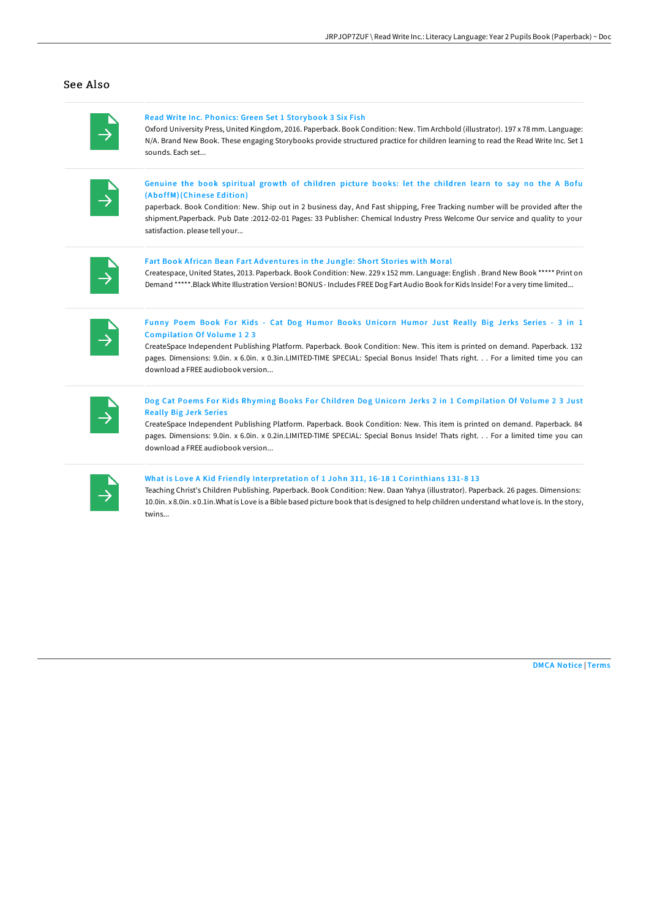## See Also

### Read Write Inc. Phonics: Green Set 1 Storybook 3 Six Fish

Oxford University Press, United Kingdom, 2016. Paperback. Book Condition: New. Tim Archbold (illustrator). 197 x 78 mm. Language: N/A. Brand New Book. These engaging Storybooks provide structured practice for children learning to read the Read Write Inc. Set 1 sounds. Each set...

### Genuine the book spiritual growth of children picture books: let the children learn to say no the A Bofu (AboffM)(Chinese Edition)

paperback. Book Condition: New. Ship out in 2 business day, And Fast shipping, Free Tracking number will be provided after the shipment.Paperback. Pub Date :2012-02-01 Pages: 33 Publisher: Chemical Industry Press Welcome Our service and quality to your satisfaction. please tell your...

### Fart Book African Bean Fart Adventures in the Jungle: Short Stories with Moral

Createspace, United States, 2013. Paperback. Book Condition: New. 229 x 152 mm. Language: English . Brand New Book ***** Print on Demand *****.Black White Illustration Version! BONUS - Includes FREE Dog Fart Audio Book for Kids Inside! For a very time limited...

### Funny Poem Book For Kids - Cat Dog Humor Books Unicorn Humor Just Really Big Jerks Series - 3 in 1 Compilation Of Volume 1 2 3

CreateSpace Independent Publishing Platform. Paperback. Book Condition: New. This item is printed on demand. Paperback. 132 pages. Dimensions: 9.0in. x 6.0in. x 0.3in.LIMITED-TIME SPECIAL: Special Bonus Inside! Thats right. . . For a limited time you can download a FREE audiobook version...

### Dog Cat Poems For Kids Rhyming Books For Children Dog Unicorn Jerks 2 in 1 Compilation Of Volume 2 3 Just Really Big Jerk Series

CreateSpace Independent Publishing Platform. Paperback. Book Condition: New. This item is printed on demand. Paperback. 84 pages. Dimensions: 9.0in. x 6.0in. x 0.2in.LIMITED-TIME SPECIAL: Special Bonus Inside! Thats right. . . For a limited time you can download a FREE audiobook version...

### What is Love A Kid Friendly Interpretation of 1 John 311, 16-18 1 Corinthians 131-8 13

Teaching Christ's Children Publishing. Paperback. Book Condition: New. Daan Yahya (illustrator). Paperback. 26 pages. Dimensions: 10.0in. x 8.0in. x 0.1in.What is Love is a Bible based picture book that is designed to help children understand what love is. In the story, twins...

DMCA Notice | Terms